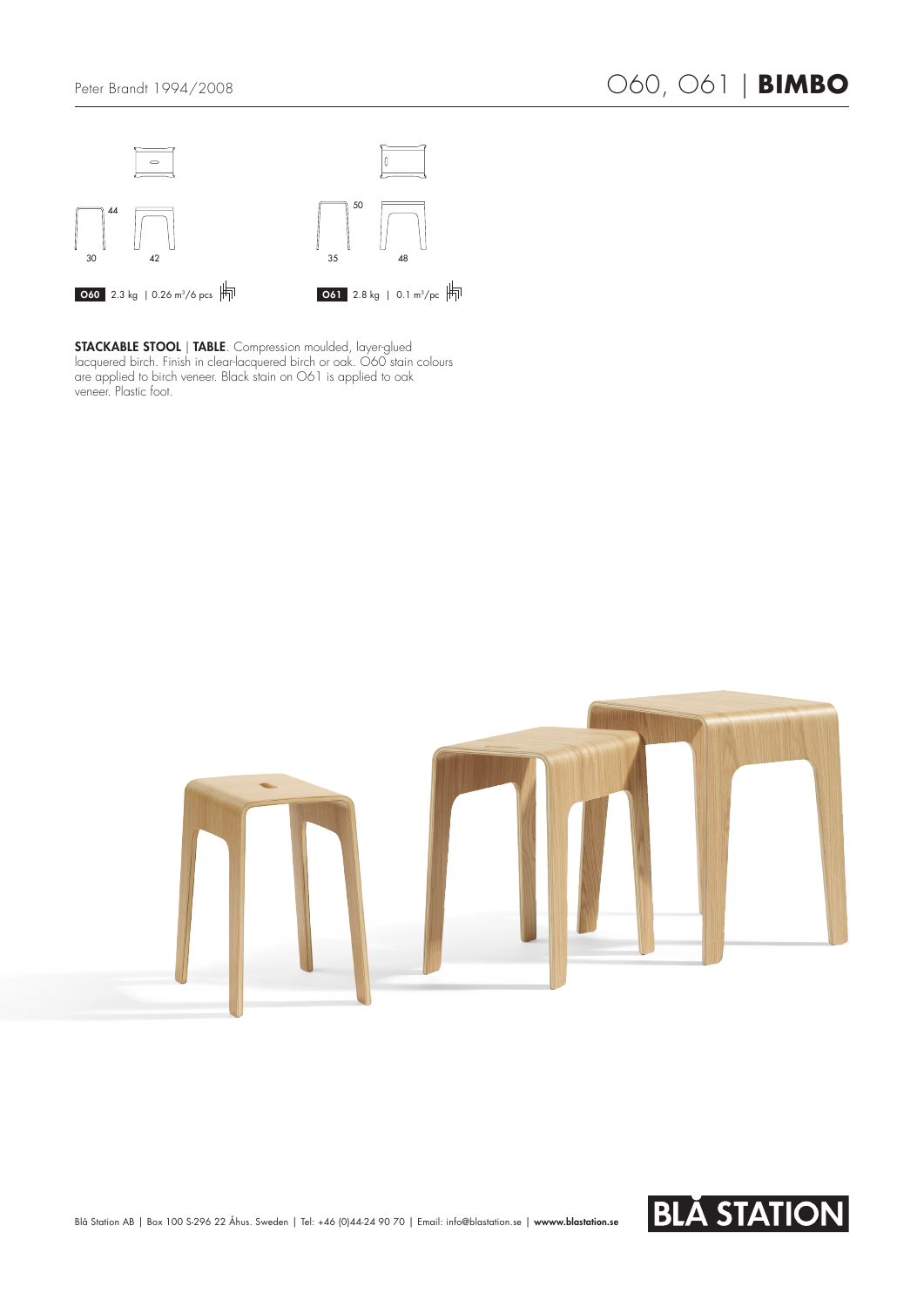Peter Brandt 1994/2008

# O60, O61 | **BIMBO**

44

30 42

50

35 48

**O60** 2.3 kg | 0.26 m³/6 pcs

**O61** 2.8 kg | 0.1 m³/pc

**STACKABLE STOOL** | **TABLE**. Compression moulded, layer-glued lacquered birch. Finish in clear-lacquered birch or oak. O60 stain colours are applied to birch veneer. Black stain on O61 is applied to oak veneer. Plastic foot.

Blå Station AB | Box 100 S-296 22 Åhus. Sweden | Tel: +46 (0)44-24 90 70 | Email: info@blastation.se | **wwww.blastation.se**

BLÅ STATION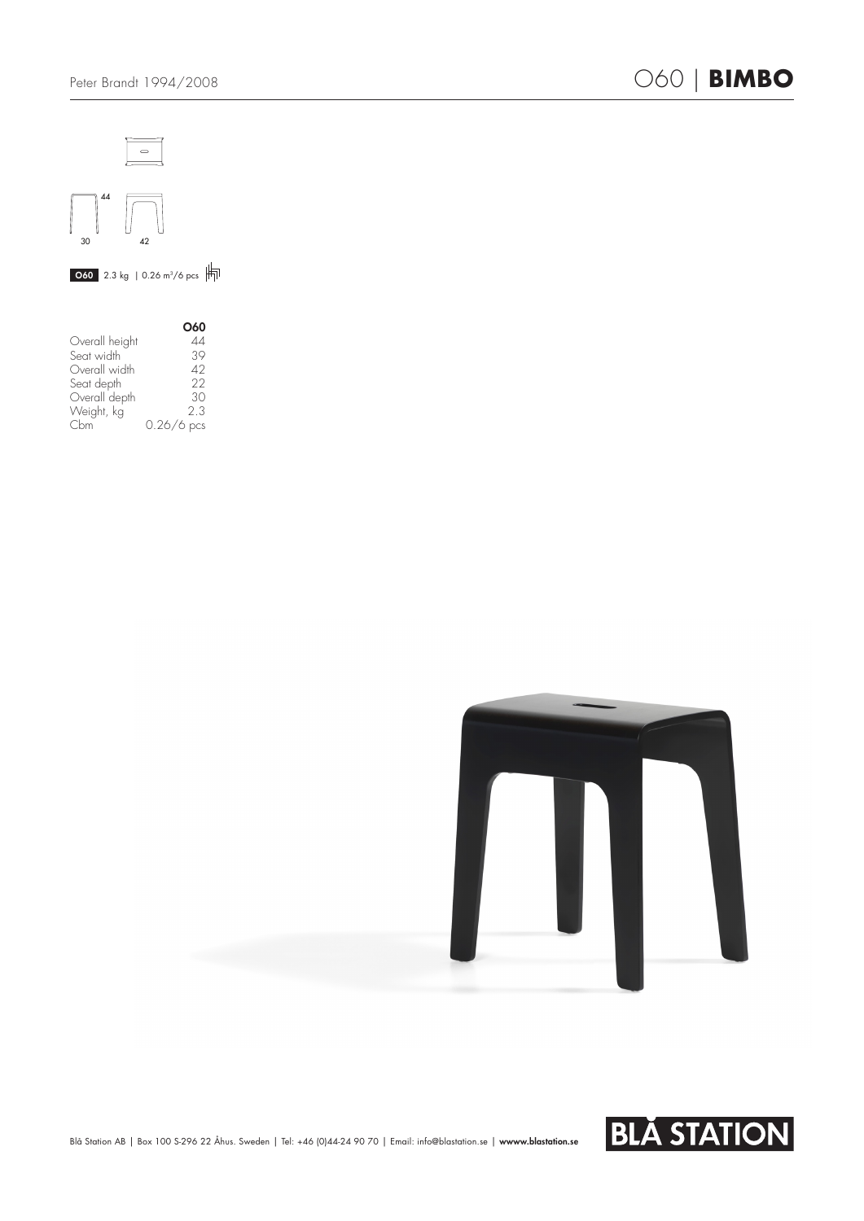# O60 | BIMBO

Peter Brandt 1994/2008

44

30

42

**O60** 2.3 kg | 0.26 m³/6 pcs

| | **O60** |
|---|---|
| Overall height | 44 |
| Seat width | 39 |
| Overall width | 42 |
| Seat depth | 22 |
| Overall depth | 30 |
| Weight, kg | 2.3 |
| Cbm | 0.26/6 pcs |

Blå Station AB | Box 100 S-296 22 Åhus. Sweden | Tel: +46 (0)44-24 90 70 | Email: info@blastation.se | **wwww.blastation.se**

BLÅ STATION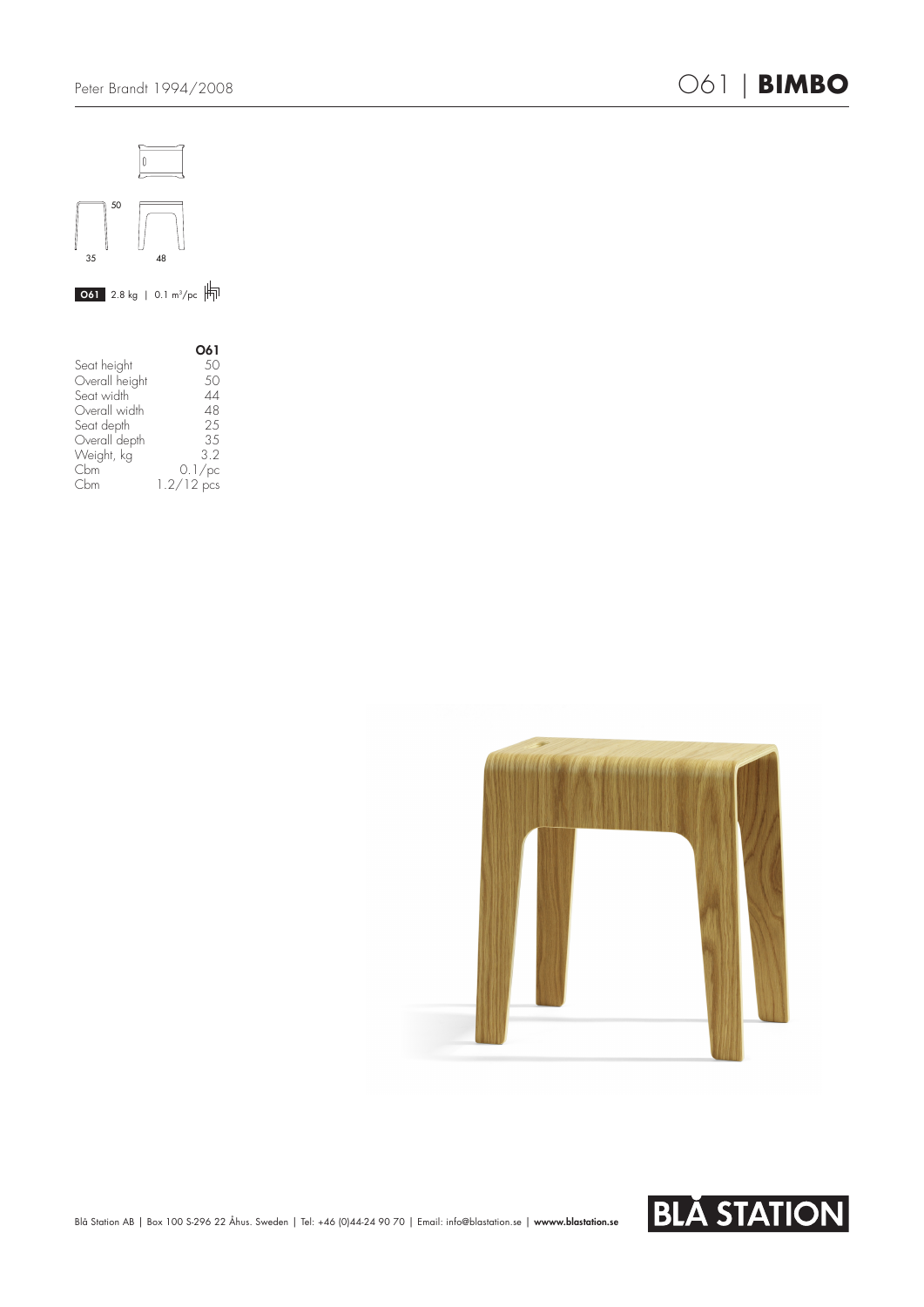Peter Brandt 1994/2008

# O61 | **BIMBO**

50

35

48

**O61** 2.8 kg | 0.1 m³/pc

| | O61 |
|---|---|
| Seat height | 50 |
| Overall height | 50 |
| Seat width | 44 |
| Overall width | 48 |
| Seat depth | 25 |
| Overall depth | 35 |
| Weight, kg | 3.2 |
| Cbm | 0.1/pc |
| Cbm | 1.2/12 pcs |

Blå Station AB | Box 100 S-296 22 Åhus. Sweden | Tel: +46 (0)44-24 90 70 | Email: info@blastation.se | **wwww.blastation.se**

BLÅ STATION